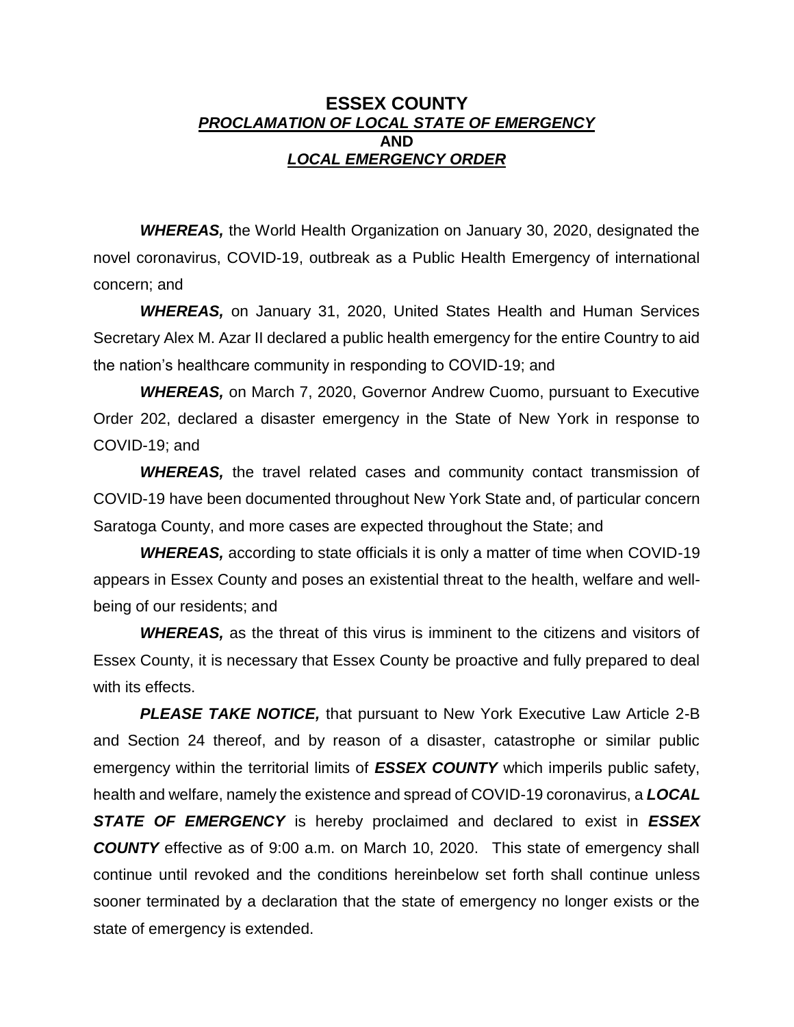# ESSEX COUNTY

## ***PROCLAMATION OF LOCAL STATE OF EMERGENCY***

## AND

## ***LOCAL EMERGENCY ORDER***

***WHEREAS,*** the World Health Organization on January 30, 2020, designated the novel coronavirus, COVID-19, outbreak as a Public Health Emergency of international concern; and

***WHEREAS,*** on January 31, 2020, United States Health and Human Services Secretary Alex M. Azar II declared a public health emergency for the entire Country to aid the nation's healthcare community in responding to COVID-19; and

***WHEREAS,*** on March 7, 2020, Governor Andrew Cuomo, pursuant to Executive Order 202, declared a disaster emergency in the State of New York in response to COVID-19; and

***WHEREAS,*** the travel related cases and community contact transmission of COVID-19 have been documented throughout New York State and, of particular concern Saratoga County, and more cases are expected throughout the State; and

***WHEREAS,*** according to state officials it is only a matter of time when COVID-19 appears in Essex County and poses an existential threat to the health, welfare and well-being of our residents; and

***WHEREAS,*** as the threat of this virus is imminent to the citizens and visitors of Essex County, it is necessary that Essex County be proactive and fully prepared to deal with its effects.

***PLEASE TAKE NOTICE,*** that pursuant to New York Executive Law Article 2-B and Section 24 thereof, and by reason of a disaster, catastrophe or similar public emergency within the territorial limits of ***ESSEX COUNTY*** which imperils public safety, health and welfare, namely the existence and spread of COVID-19 coronavirus, a ***LOCAL STATE OF EMERGENCY*** is hereby proclaimed and declared to exist in ***ESSEX COUNTY*** effective as of 9:00 a.m. on March 10, 2020. This state of emergency shall continue until revoked and the conditions hereinbelow set forth shall continue unless sooner terminated by a declaration that the state of emergency no longer exists or the state of emergency is extended.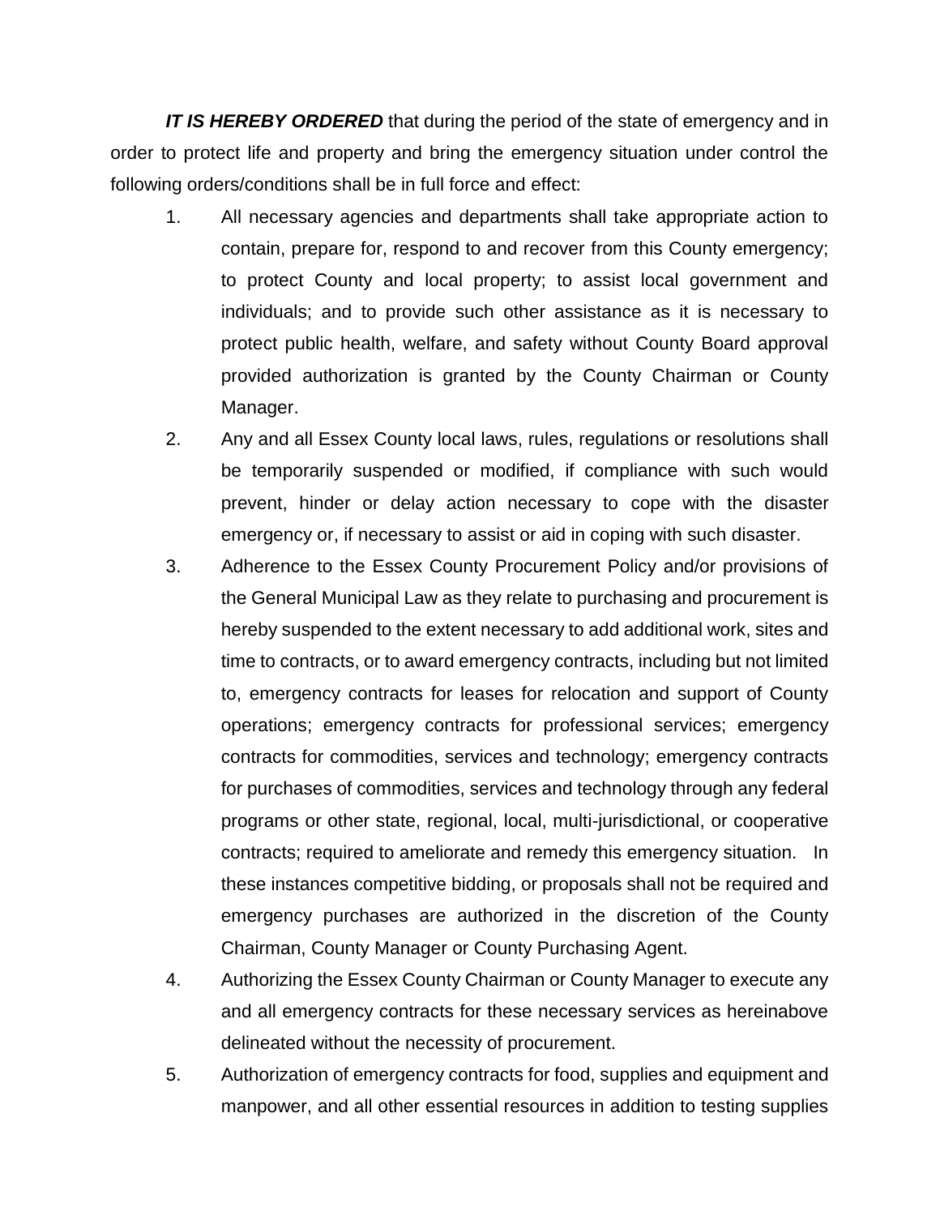***IT IS HEREBY ORDERED*** that during the period of the state of emergency and in order to protect life and property and bring the emergency situation under control the following orders/conditions shall be in full force and effect:

1. All necessary agencies and departments shall take appropriate action to contain, prepare for, respond to and recover from this County emergency; to protect County and local property; to assist local government and individuals; and to provide such other assistance as it is necessary to protect public health, welfare, and safety without County Board approval provided authorization is granted by the County Chairman or County Manager.
2. Any and all Essex County local laws, rules, regulations or resolutions shall be temporarily suspended or modified, if compliance with such would prevent, hinder or delay action necessary to cope with the disaster emergency or, if necessary to assist or aid in coping with such disaster.
3. Adherence to the Essex County Procurement Policy and/or provisions of the General Municipal Law as they relate to purchasing and procurement is hereby suspended to the extent necessary to add additional work, sites and time to contracts, or to award emergency contracts, including but not limited to, emergency contracts for leases for relocation and support of County operations; emergency contracts for professional services; emergency contracts for commodities, services and technology; emergency contracts for purchases of commodities, services and technology through any federal programs or other state, regional, local, multi-jurisdictional, or cooperative contracts; required to ameliorate and remedy this emergency situation. In these instances competitive bidding, or proposals shall not be required and emergency purchases are authorized in the discretion of the County Chairman, County Manager or County Purchasing Agent.
4. Authorizing the Essex County Chairman or County Manager to execute any and all emergency contracts for these necessary services as hereinabove delineated without the necessity of procurement.
5. Authorization of emergency contracts for food, supplies and equipment and manpower, and all other essential resources in addition to testing supplies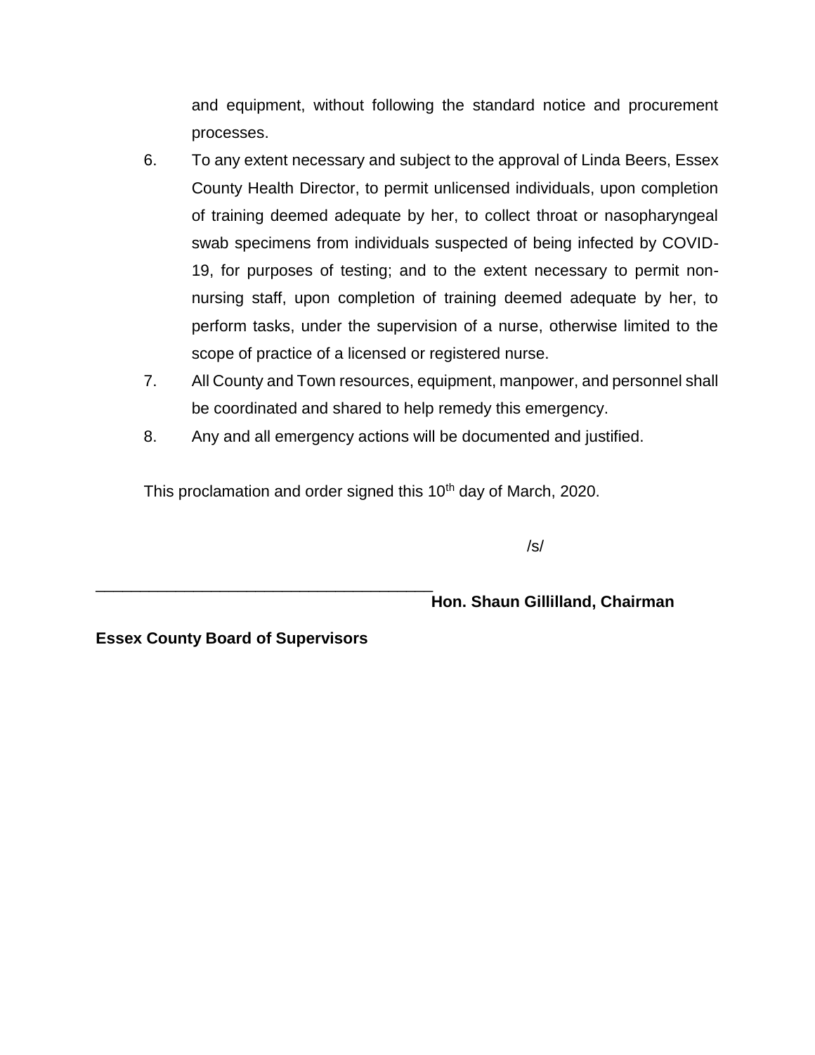and equipment, without following the standard notice and procurement processes.

6. To any extent necessary and subject to the approval of Linda Beers, Essex County Health Director, to permit unlicensed individuals, upon completion of training deemed adequate by her, to collect throat or nasopharyngeal swab specimens from individuals suspected of being infected by COVID-19, for purposes of testing; and to the extent necessary to permit non-nursing staff, upon completion of training deemed adequate by her, to perform tasks, under the supervision of a nurse, otherwise limited to the scope of practice of a licensed or registered nurse.
7. All County and Town resources, equipment, manpower, and personnel shall be coordinated and shared to help remedy this emergency.
8. Any and all emergency actions will be documented and justified.

This proclamation and order signed this 10th day of March, 2020.

/s/

\_\_\_\_\_\_\_\_\_\_\_\_\_\_\_\_\_\_\_\_\_\_\_\_\_\_\_\_\_\_\_\_\_\_\_\_\_\_\_\_ **Hon. Shaun Gillilland, Chairman**

**Essex County Board of Supervisors**